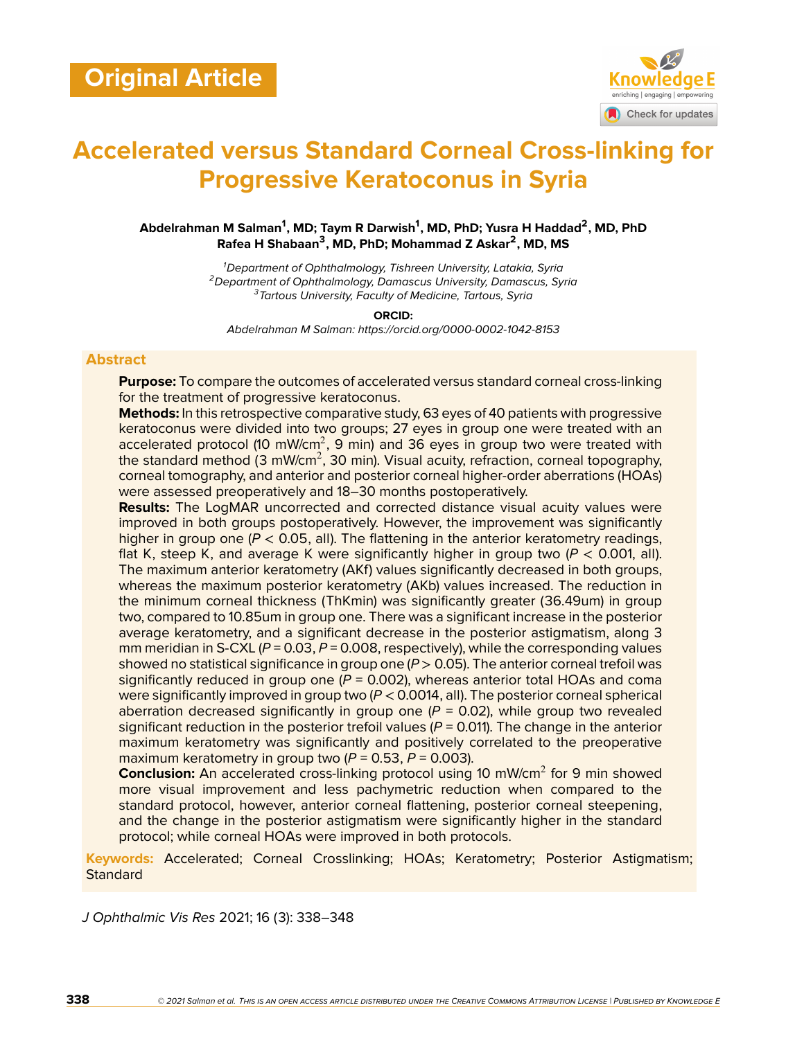Original Article

# Accelerated versus Standard Corneal Cross-linking for Progressive Keratoconus in Syria

**Abdelrahman M Salman[1], MD; Taym R Darwish[1], MD, PhD; Yusra H Haddad[2], MD, PhD; Rafea H Shabaan[3], MD, PhD; Mohammad Z Askar[2], MD, MS**

[1]*Department of Ophthalmology, Tishreen University, Latakia, Syria*
[2]*Department of Ophthalmology, Damascus University, Damascus, Syria*
[3]*Tartous University, Faculty of Medicine, Tartous, Syria*

**ORCID:**
*Abdelrahman M Salman: https://orcid.org/0000-0002-1042-8153*

## Abstract

**Purpose:** To compare the outcomes of accelerated versus standard corneal cross-linking for the treatment of progressive keratoconus.

**Methods:** In this retrospective comparative study, 63 eyes of 40 patients with progressive keratoconus were divided into two groups; 27 eyes in group one were treated with an accelerated protocol (10 mW/cm$^2$, 9 min) and 36 eyes in group two were treated with the standard method (3 mW/cm$^2$, 30 min). Visual acuity, refraction, corneal topography, corneal tomography, and anterior and posterior corneal higher-order aberrations (HOAs) were assessed preoperatively and 18–30 months postoperatively.

**Results:** The LogMAR uncorrected and corrected distance visual acuity values were improved in both groups postoperatively. However, the improvement was significantly higher in group one ($P < 0.05$, all). The flattening in the anterior keratometry readings, flat K, steep K, and average K were significantly higher in group two ($P < 0.001$, all). The maximum anterior keratometry (AKf) values significantly decreased in both groups, whereas the maximum posterior keratometry (AKb) values increased. The reduction in the minimum corneal thickness (ThKmin) was significantly greater (36.49um) in group two, compared to 10.85um in group one. There was a significant increase in the posterior average keratometry, and a significant decrease in the posterior astigmatism, along 3 mm meridian in S-CXL ($P = 0.03$, $P = 0.008$, respectively), while the corresponding values showed no statistical significance in group one ($P > 0.05$). The anterior corneal trefoil was significantly reduced in group one ($P = 0.002$), whereas anterior total HOAs and coma were significantly improved in group two ($P < 0.0014$, all). The posterior corneal spherical aberration decreased significantly in group one ($P = 0.02$), while group two revealed significant reduction in the posterior trefoil values ($P = 0.011$). The change in the anterior maximum keratometry was significantly and positively correlated to the preoperative maximum keratometry in group two ($P = 0.53$, $P = 0.003$).

**Conclusion:** An accelerated cross-linking protocol using 10 mW/cm$^2$ for 9 min showed more visual improvement and less pachymetric reduction when compared to the standard protocol, however, anterior corneal flattening, posterior corneal steepening, and the change in the posterior astigmatism were significantly higher in the standard protocol; while corneal HOAs were improved in both protocols.

**Keywords:** Accelerated; Corneal Crosslinking; HOAs; Keratometry; Posterior Astigmatism; Standard

*J Ophthalmic Vis Res* 2021; 16 (3): 338–348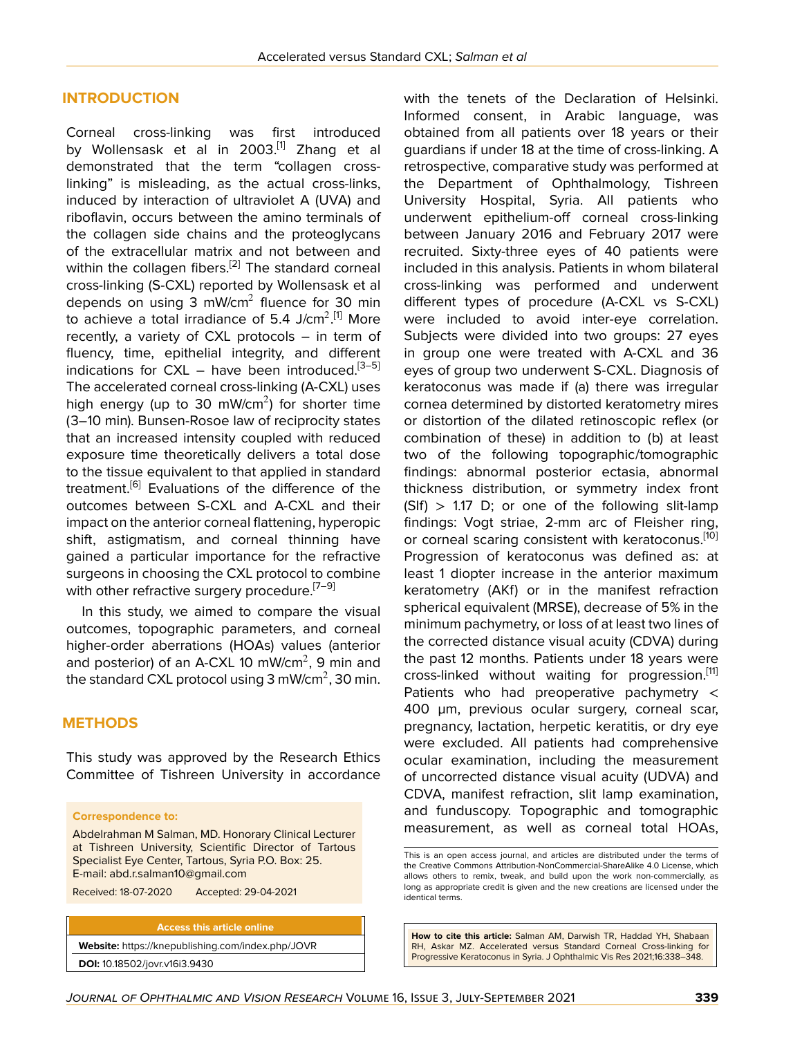## INTRODUCTION

Corneal cross-linking was first introduced by Wollensask et al in 2003.[1] Zhang et al demonstrated that the term "collagen cross-linking" is misleading, as the actual cross-links, induced by interaction of ultraviolet A (UVA) and riboflavin, occurs between the amino terminals of the collagen side chains and the proteoglycans of the extracellular matrix and not between and within the collagen fibers.[2] The standard corneal cross-linking (S-CXL) reported by Wollensask et al depends on using 3 mW/cm$^2$ fluence for 30 min to achieve a total irradiance of 5.4 J/cm$^2$.[1] More recently, a variety of CXL protocols – in term of fluency, time, epithelial integrity, and different indications for CXL – have been introduced.[3–5] The accelerated corneal cross-linking (A-CXL) uses high energy (up to 30 mW/cm$^2$) for shorter time (3–10 min). Bunsen-Rosoe law of reciprocity states that an increased intensity coupled with reduced exposure time theoretically delivers a total dose to the tissue equivalent to that applied in standard treatment.[6] Evaluations of the difference of the outcomes between S-CXL and A-CXL and their impact on the anterior corneal flattening, hyperopic shift, astigmatism, and corneal thinning have gained a particular importance for the refractive surgeons in choosing the CXL protocol to combine with other refractive surgery procedure.[7–9]

In this study, we aimed to compare the visual outcomes, topographic parameters, and corneal higher-order aberrations (HOAs) values (anterior and posterior) of an A-CXL 10 mW/cm$^2$, 9 min and the standard CXL protocol using 3 mW/cm$^2$, 30 min.

## METHODS

This study was approved by the Research Ethics Committee of Tishreen University in accordance with the tenets of the Declaration of Helsinki. Informed consent, in Arabic language, was obtained from all patients over 18 years or their guardians if under 18 at the time of cross-linking. A retrospective, comparative study was performed at the Department of Ophthalmology, Tishreen University Hospital, Syria. All patients who underwent epithelium-off corneal cross-linking between January 2016 and February 2017 were recruited. Sixty-three eyes of 40 patients were included in this analysis. Patients in whom bilateral cross-linking was performed and underwent different types of procedure (A-CXL vs S-CXL) were included to avoid inter-eye correlation. Subjects were divided into two groups: 27 eyes in group one were treated with A-CXL and 36 eyes of group two underwent S-CXL. Diagnosis of keratoconus was made if (a) there was irregular cornea determined by distorted keratometry mires or distortion of the dilated retinoscopic reflex (or combination of these) in addition to (b) at least two of the following topographic/tomographic findings: abnormal posterior ectasia, abnormal thickness distribution, or symmetry index front (SIf) > 1.17 D; or one of the following slit-lamp findings: Vogt striae, 2-mm arc of Fleisher ring, or corneal scaring consistent with keratoconus.[10] Progression of keratoconus was defined as: at least 1 diopter increase in the anterior maximum keratometry (AKf) or in the manifest refraction spherical equivalent (MRSE), decrease of 5% in the minimum pachymetry, or loss of at least two lines of the corrected distance visual acuity (CDVA) during the past 12 months. Patients under 18 years were cross-linked without waiting for progression.[11] Patients who had preoperative pachymetry < 400 µm, previous ocular surgery, corneal scar, pregnancy, lactation, herpetic keratitis, or dry eye were excluded. All patients had comprehensive ocular examination, including the measurement of uncorrected distance visual acuity (UDVA) and CDVA, manifest refraction, slit lamp examination, and funduscopy. Topographic and tomographic measurement, as well as corneal total HOAs,

**Correspondence to:**

Abdelrahman M Salman, MD. Honorary Clinical Lecturer at Tishreen University, Scientific Director of Tartous Specialist Eye Center, Tartous, Syria P.O. Box: 25.
E-mail: abd.r.salman10@gmail.com

Received: 18-07-2020 Accepted: 29-04-2021

| Access this article online |
| --- |
| **Website:** https://knepublishing.com/index.php/JOVR |
| **DOI:** 10.18502/jovr.v16i3.9430 |

This is an open access journal, and articles are distributed under the terms of the Creative Commons Attribution-NonCommercial-ShareAlike 4.0 License, which allows others to remix, tweak, and build upon the work non-commercially, as long as appropriate credit is given and the new creations are licensed under the identical terms.

**How to cite this article:** Salman AM, Darwish TR, Haddad YH, Shabaan RH, Askar MZ. Accelerated versus Standard Corneal Cross-linking for Progressive Keratoconus in Syria. J Ophthalmic Vis Res 2021;16:338–348.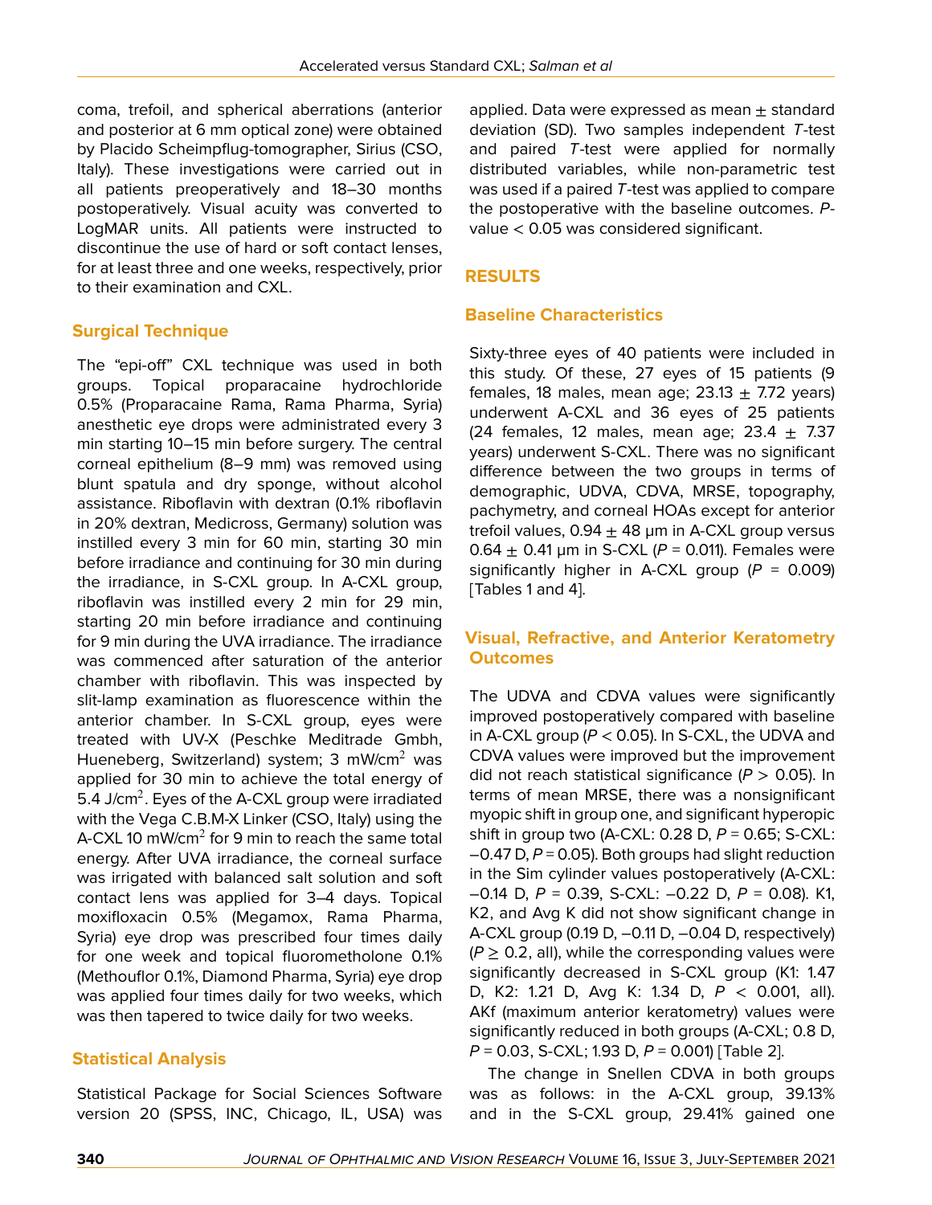coma, trefoil, and spherical aberrations (anterior and posterior at 6 mm optical zone) were obtained by Placido Scheimpflug-tomographer, Sirius (CSO, Italy). These investigations were carried out in all patients preoperatively and 18–30 months postoperatively. Visual acuity was converted to LogMAR units. All patients were instructed to discontinue the use of hard or soft contact lenses, for at least three and one weeks, respectively, prior to their examination and CXL.

## Surgical Technique

The "epi-off" CXL technique was used in both groups. Topical proparacaine hydrochloride 0.5% (Proparacaine Rama, Rama Pharma, Syria) anesthetic eye drops were administrated every 3 min starting 10–15 min before surgery. The central corneal epithelium (8–9 mm) was removed using blunt spatula and dry sponge, without alcohol assistance. Riboflavin with dextran (0.1% riboflavin in 20% dextran, Medicross, Germany) solution was instilled every 3 min for 60 min, starting 30 min before irradiance and continuing for 30 min during the irradiance, in S-CXL group. In A-CXL group, riboflavin was instilled every 2 min for 29 min, starting 20 min before irradiance and continuing for 9 min during the UVA irradiance. The irradiance was commenced after saturation of the anterior chamber with riboflavin. This was inspected by slit-lamp examination as fluorescence within the anterior chamber. In S-CXL group, eyes were treated with UV-X (Peschke Meditrade Gmbh, Hueneberg, Switzerland) system; 3 mW/cm$^2$ was applied for 30 min to achieve the total energy of 5.4 J/cm$^2$. Eyes of the A-CXL group were irradiated with the Vega C.B.M-X Linker (CSO, Italy) using the A-CXL 10 mW/cm$^2$ for 9 min to reach the same total energy. After UVA irradiance, the corneal surface was irrigated with balanced salt solution and soft contact lens was applied for 3–4 days. Topical moxifloxacin 0.5% (Megamox, Rama Pharma, Syria) eye drop was prescribed four times daily for one week and topical fluorometholone 0.1% (Methouflor 0.1%, Diamond Pharma, Syria) eye drop was applied four times daily for two weeks, which was then tapered to twice daily for two weeks.

## Statistical Analysis

Statistical Package for Social Sciences Software version 20 (SPSS, INC, Chicago, IL, USA) was applied. Data were expressed as mean ± standard deviation (SD). Two samples independent *T*-test and paired *T*-test were applied for normally distributed variables, while non-parametric test was used if a paired *T*-test was applied to compare the postoperative with the baseline outcomes. *P*-value < 0.05 was considered significant.

# RESULTS

## Baseline Characteristics

Sixty-three eyes of 40 patients were included in this study. Of these, 27 eyes of 15 patients (9 females, 18 males, mean age; 23.13 ± 7.72 years) underwent A-CXL and 36 eyes of 25 patients (24 females, 12 males, mean age; 23.4 ± 7.37 years) underwent S-CXL. There was no significant difference between the two groups in terms of demographic, UDVA, CDVA, MRSE, topography, pachymetry, and corneal HOAs except for anterior trefoil values, 0.94 ± 48 μm in A-CXL group versus 0.64 ± 0.41 μm in S-CXL ($P$ = 0.011). Females were significantly higher in A-CXL group ($P$ = 0.009) [Tables 1 and 4].

## Visual, Refractive, and Anterior Keratometry Outcomes

The UDVA and CDVA values were significantly improved postoperatively compared with baseline in A-CXL group ($P < 0.05$). In S-CXL, the UDVA and CDVA values were improved but the improvement did not reach statistical significance ($P > 0.05$). In terms of mean MRSE, there was a nonsignificant myopic shift in group one, and significant hyperopic shift in group two (A-CXL: 0.28 D, $P$ = 0.65; S-CXL: –0.47 D, $P$ = 0.05). Both groups had slight reduction in the Sim cylinder values postoperatively (A-CXL: –0.14 D, $P$ = 0.39, S-CXL: –0.22 D, $P$ = 0.08). K1, K2, and Avg K did not show significant change in A-CXL group (0.19 D, –0.11 D, –0.04 D, respectively) ($P \geq 0.2$, all), while the corresponding values were significantly decreased in S-CXL group (K1: 1.47 D, K2: 1.21 D, Avg K: 1.34 D, $P < 0.001$, all). AKf (maximum anterior keratometry) values were significantly reduced in both groups (A-CXL; 0.8 D, $P$ = 0.03, S-CXL; 1.93 D, $P$ = 0.001) [Table 2].

The change in Snellen CDVA in both groups was as follows: in the A-CXL group, 39.13% and in the S-CXL group, 29.41% gained one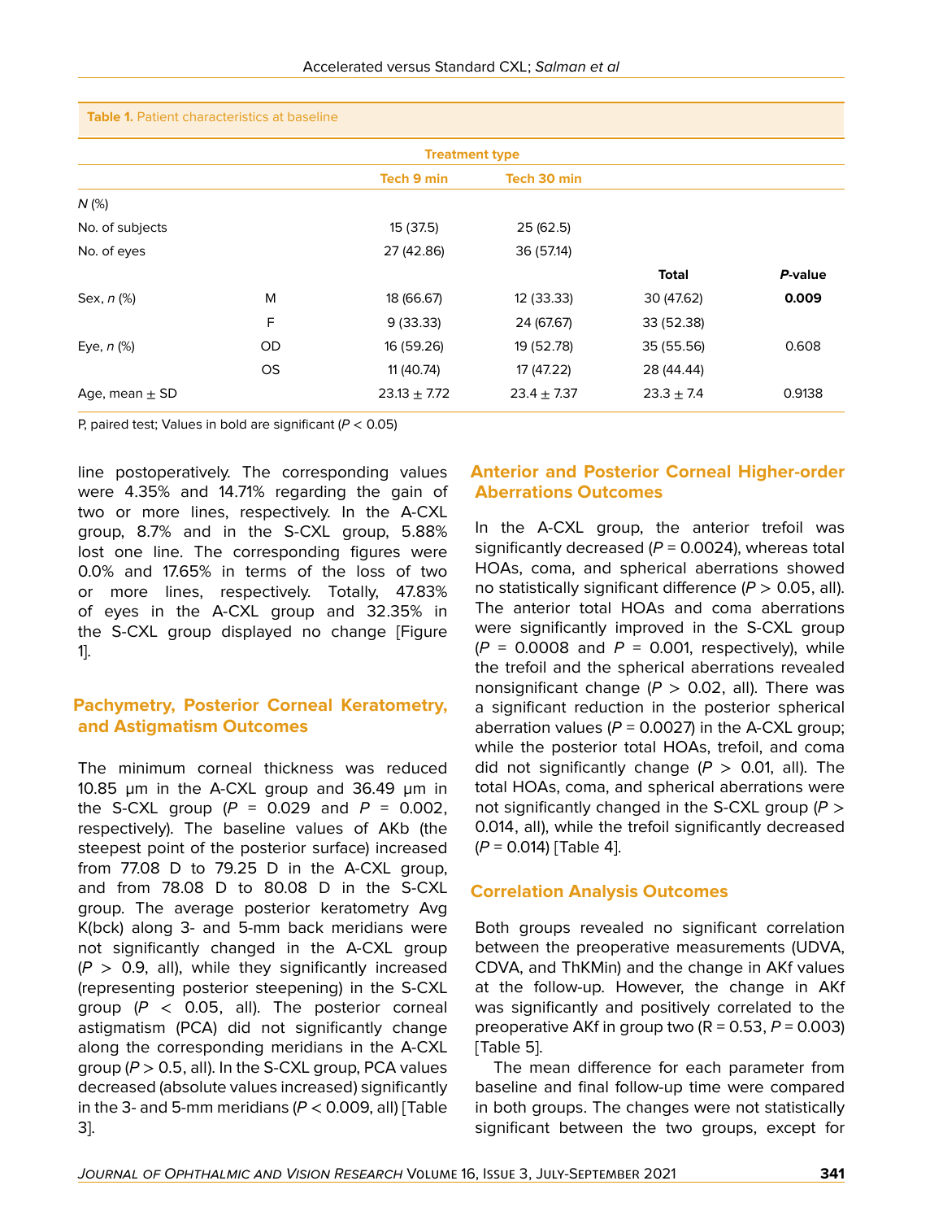**Table 1.** Patient characteristics at baseline

| | | Treatment type | | | |
|---|---|---|---|---|---|
| | | Tech 9 min | Tech 30 min | | |
| *N* (%) | | | | | |
| No. of subjects | | 15 (37.5) | 25 (62.5) | | |
| No. of eyes | | 27 (42.86) | 36 (57.14) | | |
| | | | | **Total** | ***P*-value** |
| Sex, *n* (%) | M | 18 (66.67) | 12 (33.33) | 30 (47.62) | **0.009** |
| | F | 9 (33.33) | 24 (67.67) | 33 (52.38) | |
| Eye, *n* (%) | OD | 16 (59.26) | 19 (52.78) | 35 (55.56) | 0.608 |
| | OS | 11 (40.74) | 17 (47.22) | 28 (44.44) | |
| Age, mean ± SD | | 23.13 ± 7.72 | 23.4 ± 7.37 | 23.3 ± 7.4 | 0.9138 |

P, paired test; Values in bold are significant ($P < 0.05$)

line postoperatively. The corresponding values were 4.35% and 14.71% regarding the gain of two or more lines, respectively. In the A-CXL group, 8.7% and in the S-CXL group, 5.88% lost one line. The corresponding figures were 0.0% and 17.65% in terms of the loss of two or more lines, respectively. Totally, 47.83% of eyes in the A-CXL group and 32.35% in the S-CXL group displayed no change [Figure 1].

## Pachymetry, Posterior Corneal Keratometry, and Astigmatism Outcomes

The minimum corneal thickness was reduced 10.85 μm in the A-CXL group and 36.49 μm in the S-CXL group ($P$ = 0.029 and $P$ = 0.002, respectively). The baseline values of AKb (the steepest point of the posterior surface) increased from 77.08 D to 79.25 D in the A-CXL group, and from 78.08 D to 80.08 D in the S-CXL group. The average posterior keratometry Avg K(bck) along 3- and 5-mm back meridians were not significantly changed in the A-CXL group ($P > 0.9$, all), while they significantly increased (representing posterior steepening) in the S-CXL group ($P < 0.05$, all). The posterior corneal astigmatism (PCA) did not significantly change along the corresponding meridians in the A-CXL group ($P > 0.5$, all). In the S-CXL group, PCA values decreased (absolute values increased) significantly in the 3- and 5-mm meridians ($P < 0.009$, all) [Table 3].

## Anterior and Posterior Corneal Higher-order Aberrations Outcomes

In the A-CXL group, the anterior trefoil was significantly decreased ($P$ = 0.0024), whereas total HOAs, coma, and spherical aberrations showed no statistically significant difference ($P > 0.05$, all). The anterior total HOAs and coma aberrations were significantly improved in the S-CXL group ($P$ = 0.0008 and $P$ = 0.001, respectively), while the trefoil and the spherical aberrations revealed nonsignificant change ($P > 0.02$, all). There was a significant reduction in the posterior spherical aberration values ($P$ = 0.0027) in the A-CXL group; while the posterior total HOAs, trefoil, and coma did not significantly change ($P > 0.01$, all). The total HOAs, coma, and spherical aberrations were not significantly changed in the S-CXL group ($P > 0.014$, all), while the trefoil significantly decreased ($P$ = 0.014) [Table 4].

## Correlation Analysis Outcomes

Both groups revealed no significant correlation between the preoperative measurements (UDVA, CDVA, and ThKMin) and the change in AKf values at the follow-up. However, the change in AKf was significantly and positively correlated to the preoperative AKf in group two (R = 0.53, $P$ = 0.003) [Table 5].

The mean difference for each parameter from baseline and final follow-up time were compared in both groups. The changes were not statistically significant between the two groups, except for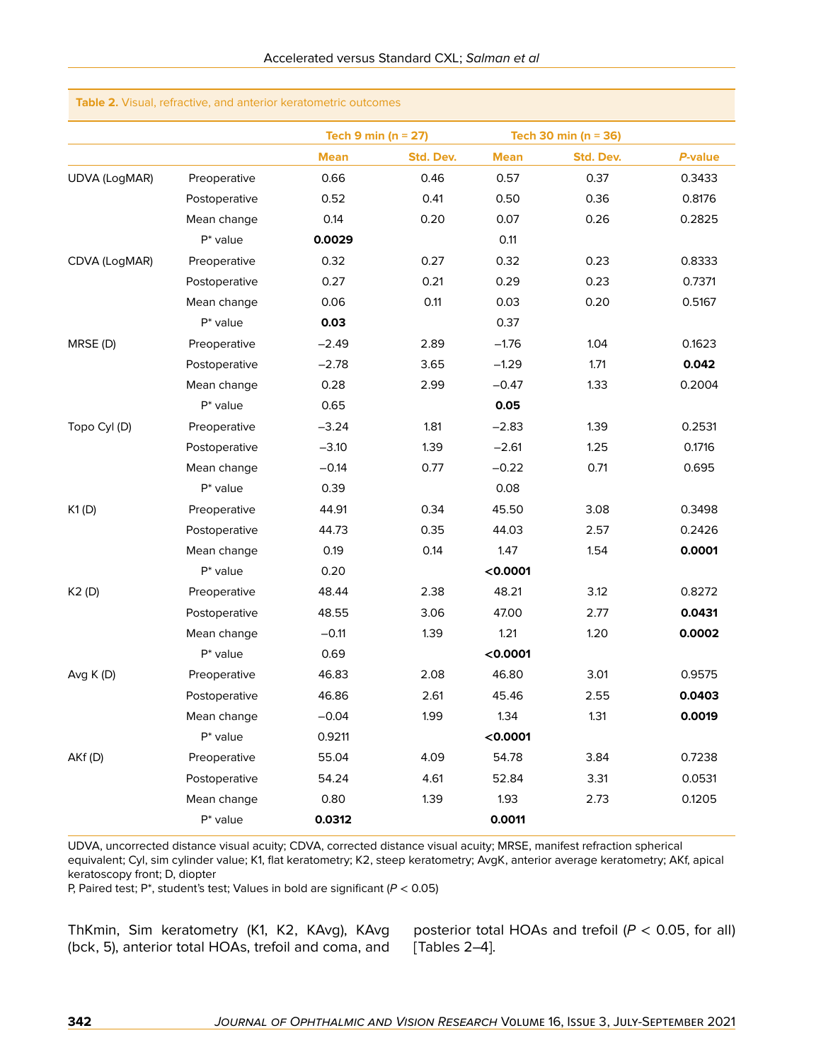**Table 2.** Visual, refractive, and anterior keratometric outcomes

| | | Tech 9 min (n = 27) | | Tech 30 min (n = 36) | | |
|---|---|---|---|---|---|---|
| | | Mean | Std. Dev. | Mean | Std. Dev. | *P*-value |
| UDVA (LogMAR) | Preoperative | 0.66 | 0.46 | 0.57 | 0.37 | 0.3433 |
| | Postoperative | 0.52 | 0.41 | 0.50 | 0.36 | 0.8176 |
| | Mean change | 0.14 | 0.20 | 0.07 | 0.26 | 0.2825 |
| | P* value | **0.0029** | | 0.11 | | |
| CDVA (LogMAR) | Preoperative | 0.32 | 0.27 | 0.32 | 0.23 | 0.8333 |
| | Postoperative | 0.27 | 0.21 | 0.29 | 0.23 | 0.7371 |
| | Mean change | 0.06 | 0.11 | 0.03 | 0.20 | 0.5167 |
| | P* value | **0.03** | | 0.37 | | |
| MRSE (D) | Preoperative | −2.49 | 2.89 | −1.76 | 1.04 | 0.1623 |
| | Postoperative | −2.78 | 3.65 | −1.29 | 1.71 | **0.042** |
| | Mean change | 0.28 | 2.99 | −0.47 | 1.33 | 0.2004 |
| | P* value | 0.65 | | **0.05** | | |
| Topo Cyl (D) | Preoperative | −3.24 | 1.81 | −2.83 | 1.39 | 0.2531 |
| | Postoperative | −3.10 | 1.39 | −2.61 | 1.25 | 0.1716 |
| | Mean change | −0.14 | 0.77 | −0.22 | 0.71 | 0.695 |
| | P* value | 0.39 | | 0.08 | | |
| K1 (D) | Preoperative | 44.91 | 0.34 | 45.50 | 3.08 | 0.3498 |
| | Postoperative | 44.73 | 0.35 | 44.03 | 2.57 | 0.2426 |
| | Mean change | 0.19 | 0.14 | 1.47 | 1.54 | **0.0001** |
| | P* value | 0.20 | | **<0.0001** | | |
| K2 (D) | Preoperative | 48.44 | 2.38 | 48.21 | 3.12 | 0.8272 |
| | Postoperative | 48.55 | 3.06 | 47.00 | 2.77 | **0.0431** |
| | Mean change | −0.11 | 1.39 | 1.21 | 1.20 | **0.0002** |
| | P* value | 0.69 | | **<0.0001** | | |
| Avg K (D) | Preoperative | 46.83 | 2.08 | 46.80 | 3.01 | 0.9575 |
| | Postoperative | 46.86 | 2.61 | 45.46 | 2.55 | **0.0403** |
| | Mean change | −0.04 | 1.99 | 1.34 | 1.31 | **0.0019** |
| | P* value | 0.9211 | | **<0.0001** | | |
| AKf (D) | Preoperative | 55.04 | 4.09 | 54.78 | 3.84 | 0.7238 |
| | Postoperative | 54.24 | 4.61 | 52.84 | 3.31 | 0.0531 |
| | Mean change | 0.80 | 1.39 | 1.93 | 2.73 | 0.1205 |
| | P* value | **0.0312** | | **0.0011** | | |

UDVA, uncorrected distance visual acuity; CDVA, corrected distance visual acuity; MRSE, manifest refraction spherical equivalent; Cyl, sim cylinder value; K1, flat keratometry; K2, steep keratometry; AvgK, anterior average keratometry; AKf, apical keratoscopy front; D, diopter

P, Paired test; P*, student's test; Values in bold are significant ($P < 0.05$)

ThKmin, Sim keratometry (K1, K2, KAvg), KAvg (bck, 5), anterior total HOAs, trefoil and coma, and posterior total HOAs and trefoil ($P < 0.05$, for all) [Tables 2–4].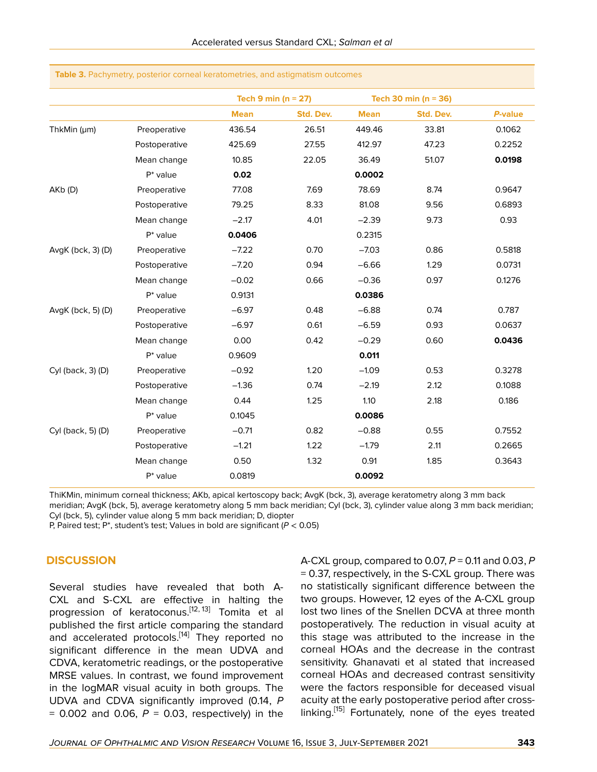**Table 3.** Pachymetry, posterior corneal keratometries, and astigmatism outcomes

| | | Tech 9 min (n = 27) | | Tech 30 min (n = 36) | | |
|---|---|---|---|---|---|---|
| | | Mean | Std. Dev. | Mean | Std. Dev. | *P*-value |
| ThkMin (μm) | Preoperative | 436.54 | 26.51 | 449.46 | 33.81 | 0.1062 |
| | Postoperative | 425.69 | 27.55 | 412.97 | 47.23 | 0.2252 |
| | Mean change | 10.85 | 22.05 | 36.49 | 51.07 | **0.0198** |
| | P* value | **0.02** | | **0.0002** | | |
| AKb (D) | Preoperative | 77.08 | 7.69 | 78.69 | 8.74 | 0.9647 |
| | Postoperative | 79.25 | 8.33 | 81.08 | 9.56 | 0.6893 |
| | Mean change | −2.17 | 4.01 | −2.39 | 9.73 | 0.93 |
| | P* value | **0.0406** | | 0.2315 | | |
| AvgK (bck, 3) (D) | Preoperative | −7.22 | 0.70 | −7.03 | 0.86 | 0.5818 |
| | Postoperative | −7.20 | 0.94 | −6.66 | 1.29 | 0.0731 |
| | Mean change | −0.02 | 0.66 | −0.36 | 0.97 | 0.1276 |
| | P* value | 0.9131 | | **0.0386** | | |
| AvgK (bck, 5) (D) | Preoperative | −6.97 | 0.48 | −6.88 | 0.74 | 0.787 |
| | Postoperative | −6.97 | 0.61 | −6.59 | 0.93 | 0.0637 |
| | Mean change | 0.00 | 0.42 | −0.29 | 0.60 | **0.0436** |
| | P* value | 0.9609 | | **0.011** | | |
| Cyl (back, 3) (D) | Preoperative | −0.92 | 1.20 | −1.09 | 0.53 | 0.3278 |
| | Postoperative | −1.36 | 0.74 | −2.19 | 2.12 | 0.1088 |
| | Mean change | 0.44 | 1.25 | 1.10 | 2.18 | 0.186 |
| | P* value | 0.1045 | | **0.0086** | | |
| Cyl (back, 5) (D) | Preoperative | −0.71 | 0.82 | −0.88 | 0.55 | 0.7552 |
| | Postoperative | −1.21 | 1.22 | −1.79 | 2.11 | 0.2665 |
| | Mean change | 0.50 | 1.32 | 0.91 | 1.85 | 0.3643 |
| | P* value | 0.0819 | | **0.0092** | | |

ThiKMin, minimum corneal thickness; AKb, apical kertoscopy back; AvgK (bck, 3), average keratometry along 3 mm back meridian; AvgK (bck, 5), average keratometry along 5 mm back meridian; Cyl (bck, 3), cylinder value along 3 mm back meridian; Cyl (bck, 5), cylinder value along 5 mm back meridian; D, diopter
P, Paired test; P*, student's test; Values in bold are significant ($P < 0.05$)

## DISCUSSION

Several studies have revealed that both A-CXL and S-CXL are effective in halting the progression of keratoconus.[12, 13] Tomita et al published the first article comparing the standard and accelerated protocols.[14] They reported no significant difference in the mean UDVA and CDVA, keratometric readings, or the postoperative MRSE values. In contrast, we found improvement in the logMAR visual acuity in both groups. The UDVA and CDVA significantly improved (0.14, $P = 0.002$ and 0.06, $P = 0.03$, respectively) in the A-CXL group, compared to 0.07, $P = 0.11$ and 0.03, $P = 0.37$, respectively, in the S-CXL group. There was no statistically significant difference between the two groups. However, 12 eyes of the A-CXL group lost two lines of the Snellen DCVA at three month postoperatively. The reduction in visual acuity at this stage was attributed to the increase in the corneal HOAs and the decrease in the contrast sensitivity. Ghanavati et al stated that increased corneal HOAs and decreased contrast sensitivity were the factors responsible for deceased visual acuity at the early postoperative period after cross-linking.[15] Fortunately, none of the eyes treated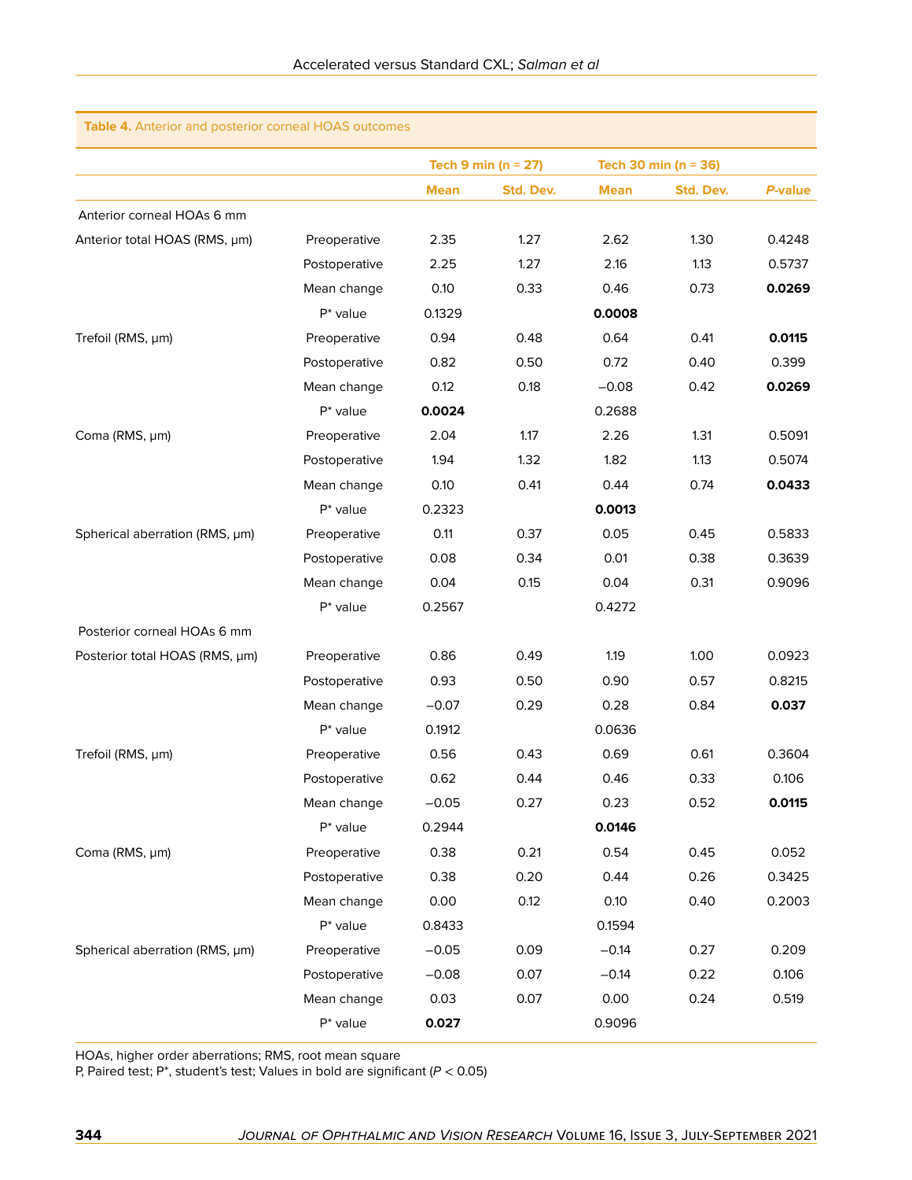**Table 4.** Anterior and posterior corneal HOAS outcomes

| | | Tech 9 min (n = 27) | | Tech 30 min (n = 36) | | |
|---|---|---|---|---|---|---|
| | | Mean | Std. Dev. | Mean | Std. Dev. | *P*-value |
| Anterior corneal HOAs 6 mm | | | | | | |
| Anterior total HOAS (RMS, μm) | Preoperative | 2.35 | 1.27 | 2.62 | 1.30 | 0.4248 |
| | Postoperative | 2.25 | 1.27 | 2.16 | 1.13 | 0.5737 |
| | Mean change | 0.10 | 0.33 | 0.46 | 0.73 | **0.0269** |
| | P* value | 0.1329 | | **0.0008** | | |
| Trefoil (RMS, μm) | Preoperative | 0.94 | 0.48 | 0.64 | 0.41 | **0.0115** |
| | Postoperative | 0.82 | 0.50 | 0.72 | 0.40 | 0.399 |
| | Mean change | 0.12 | 0.18 | −0.08 | 0.42 | **0.0269** |
| | P* value | **0.0024** | | 0.2688 | | |
| Coma (RMS, μm) | Preoperative | 2.04 | 1.17 | 2.26 | 1.31 | 0.5091 |
| | Postoperative | 1.94 | 1.32 | 1.82 | 1.13 | 0.5074 |
| | Mean change | 0.10 | 0.41 | 0.44 | 0.74 | **0.0433** |
| | P* value | 0.2323 | | **0.0013** | | |
| Spherical aberration (RMS, μm) | Preoperative | 0.11 | 0.37 | 0.05 | 0.45 | 0.5833 |
| | Postoperative | 0.08 | 0.34 | 0.01 | 0.38 | 0.3639 |
| | Mean change | 0.04 | 0.15 | 0.04 | 0.31 | 0.9096 |
| | P* value | 0.2567 | | 0.4272 | | |
| Posterior corneal HOAs 6 mm | | | | | | |
| Posterior total HOAS (RMS, μm) | Preoperative | 0.86 | 0.49 | 1.19 | 1.00 | 0.0923 |
| | Postoperative | 0.93 | 0.50 | 0.90 | 0.57 | 0.8215 |
| | Mean change | −0.07 | 0.29 | 0.28 | 0.84 | **0.037** |
| | P* value | 0.1912 | | 0.0636 | | |
| Trefoil (RMS, μm) | Preoperative | 0.56 | 0.43 | 0.69 | 0.61 | 0.3604 |
| | Postoperative | 0.62 | 0.44 | 0.46 | 0.33 | 0.106 |
| | Mean change | −0.05 | 0.27 | 0.23 | 0.52 | **0.0115** |
| | P* value | 0.2944 | | **0.0146** | | |
| Coma (RMS, μm) | Preoperative | 0.38 | 0.21 | 0.54 | 0.45 | 0.052 |
| | Postoperative | 0.38 | 0.20 | 0.44 | 0.26 | 0.3425 |
| | Mean change | 0.00 | 0.12 | 0.10 | 0.40 | 0.2003 |
| | P* value | 0.8433 | | 0.1594 | | |
| Spherical aberration (RMS, μm) | Preoperative | −0.05 | 0.09 | −0.14 | 0.27 | 0.209 |
| | Postoperative | −0.08 | 0.07 | −0.14 | 0.22 | 0.106 |
| | Mean change | 0.03 | 0.07 | 0.00 | 0.24 | 0.519 |
| | P* value | **0.027** | | 0.9096 | | |

HOAs, higher order aberrations; RMS, root mean square

P, Paired test; P*, student's test; Values in bold are significant ($P < 0.05$)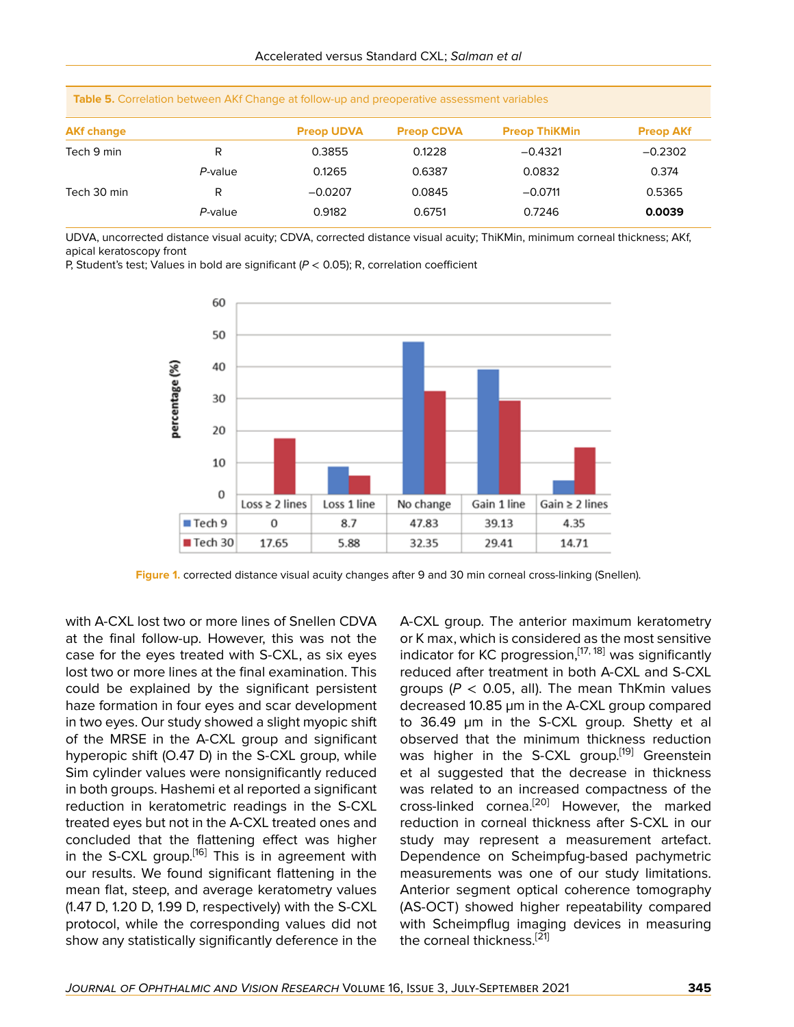**Table 5.** Correlation between AKf Change at follow-up and preoperative assessment variables

| AKf change | | Preop UDVA | Preop CDVA | Preop ThiKMin | Preop AKf |
|---|---|---|---|---|---|
| Tech 9 min | R | 0.3855 | 0.1228 | –0.4321 | –0.2302 |
| | *P*-value | 0.1265 | 0.6387 | 0.0832 | 0.374 |
| Tech 30 min | R | –0.0207 | 0.0845 | –0.0711 | 0.5365 |
| | *P*-value | 0.9182 | 0.6751 | 0.7246 | **0.0039** |

UDVA, uncorrected distance visual acuity; CDVA, corrected distance visual acuity; ThiKMin, minimum corneal thickness; AKf, apical keratoscopy front
P, Student's test; Values in bold are significant ($P < 0.05$); R, correlation coefficient

| | Loss ≥ 2 lines | Loss 1 line | No change | Gain 1 line | Gain ≥ 2 lines |
|---|---|---|---|---|---|
| Tech 9 | 0 | 8.7 | 47.83 | 39.13 | 4.35 |
| Tech 30 | 17.65 | 5.88 | 32.35 | 29.41 | 14.71 |

**Figure 1.** corrected distance visual acuity changes after 9 and 30 min corneal cross-linking (Snellen).

with A-CXL lost two or more lines of Snellen CDVA at the final follow-up. However, this was not the case for the eyes treated with S-CXL, as six eyes lost two or more lines at the final examination. This could be explained by the significant persistent haze formation in four eyes and scar development in two eyes. Our study showed a slight myopic shift of the MRSE in the A-CXL group and significant hyperopic shift (O.47 D) in the S-CXL group, while Sim cylinder values were nonsignificantly reduced in both groups. Hashemi et al reported a significant reduction in keratometric readings in the S-CXL treated eyes but not in the A-CXL treated ones and concluded that the flattening effect was higher in the S-CXL group.[16] This is in agreement with our results. We found significant flattening in the mean flat, steep, and average keratometry values (1.47 D, 1.20 D, 1.99 D, respectively) with the S-CXL protocol, while the corresponding values did not show any statistically significantly deference in the A-CXL group. The anterior maximum keratometry or K max, which is considered as the most sensitive indicator for KC progression,[17, 18] was significantly reduced after treatment in both A-CXL and S-CXL groups ($P < 0.05$, all). The mean ThKmin values decreased 10.85 µm in the A-CXL group compared to 36.49 µm in the S-CXL group. Shetty et al observed that the minimum thickness reduction was higher in the S-CXL group.[19] Greenstein et al suggested that the decrease in thickness was related to an increased compactness of the cross-linked cornea.[20] However, the marked reduction in corneal thickness after S-CXL in our study may represent a measurement artefact. Dependence on Scheimpfug-based pachymetric measurements was one of our study limitations. Anterior segment optical coherence tomography (AS-OCT) showed higher repeatability compared with Scheimpflug imaging devices in measuring the corneal thickness.[21]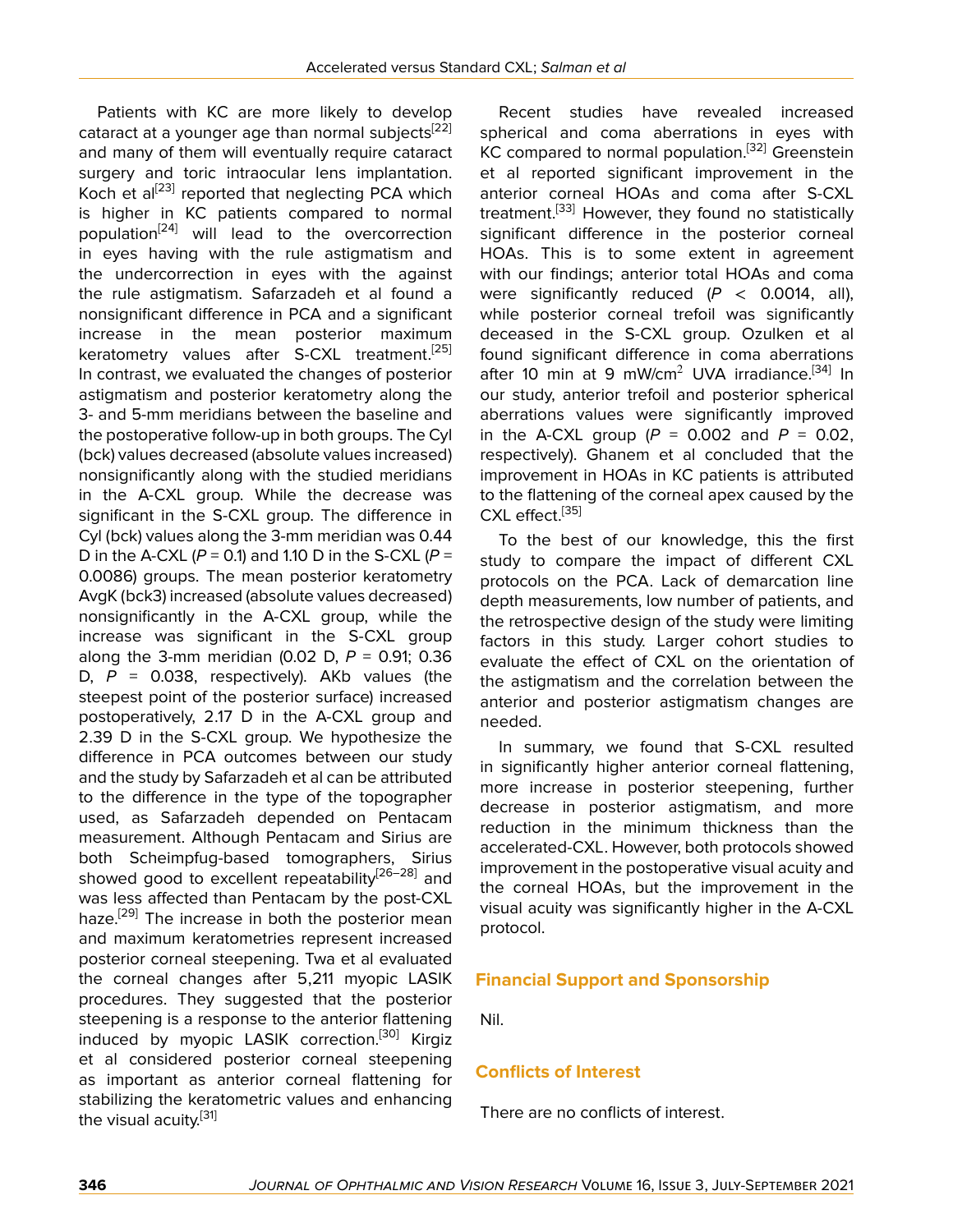Patients with KC are more likely to develop cataract at a younger age than normal subjects[22] and many of them will eventually require cataract surgery and toric intraocular lens implantation. Koch et al[23] reported that neglecting PCA which is higher in KC patients compared to normal population[24] will lead to the overcorrection in eyes having with the rule astigmatism and the undercorrection in eyes with the against the rule astigmatism. Safarzadeh et al found a nonsignificant difference in PCA and a significant increase in the mean posterior maximum keratometry values after S-CXL treatment.[25] In contrast, we evaluated the changes of posterior astigmatism and posterior keratometry along the 3- and 5-mm meridians between the baseline and the postoperative follow-up in both groups. The Cyl (bck) values decreased (absolute values increased) nonsignificantly along with the studied meridians in the A-CXL group. While the decrease was significant in the S-CXL group. The difference in Cyl (bck) values along the 3-mm meridian was 0.44 D in the A-CXL ($P$ = 0.1) and 1.10 D in the S-CXL ($P$ = 0.0086) groups. The mean posterior keratometry AvgK (bck3) increased (absolute values decreased) nonsignificantly in the A-CXL group, while the increase was significant in the S-CXL group along the 3-mm meridian (0.02 D, $P$ = 0.91; 0.36 D, $P$ = 0.038, respectively). AKb values (the steepest point of the posterior surface) increased postoperatively, 2.17 D in the A-CXL group and 2.39 D in the S-CXL group. We hypothesize the difference in PCA outcomes between our study and the study by Safarzadeh et al can be attributed to the difference in the type of the topographer used, as Safarzadeh depended on Pentacam measurement. Although Pentacam and Sirius are both Scheimpfug-based tomographers, Sirius showed good to excellent repeatability[26–28] and was less affected than Pentacam by the post-CXL haze.[29] The increase in both the posterior mean and maximum keratometries represent increased posterior corneal steepening. Twa et al evaluated the corneal changes after 5,211 myopic LASIK procedures. They suggested that the posterior steepening is a response to the anterior flattening induced by myopic LASIK correction.[30] Kirgiz et al considered posterior corneal steepening as important as anterior corneal flattening for stabilizing the keratometric values and enhancing the visual acuity.[31]

Recent studies have revealed increased spherical and coma aberrations in eyes with KC compared to normal population.[32] Greenstein et al reported significant improvement in the anterior corneal HOAs and coma after S-CXL treatment.[33] However, they found no statistically significant difference in the posterior corneal HOAs. This is to some extent in agreement with our findings; anterior total HOAs and coma were significantly reduced ($P$ < 0.0014, all), while posterior corneal trefoil was significantly deceased in the S-CXL group. Ozulken et al found significant difference in coma aberrations after 10 min at 9 mW/cm$^2$ UVA irradiance.[34] In our study, anterior trefoil and posterior spherical aberrations values were significantly improved in the A-CXL group ($P$ = 0.002 and $P$ = 0.02, respectively). Ghanem et al concluded that the improvement in HOAs in KC patients is attributed to the flattening of the corneal apex caused by the CXL effect.[35]

To the best of our knowledge, this the first study to compare the impact of different CXL protocols on the PCA. Lack of demarcation line depth measurements, low number of patients, and the retrospective design of the study were limiting factors in this study. Larger cohort studies to evaluate the effect of CXL on the orientation of the astigmatism and the correlation between the anterior and posterior astigmatism changes are needed.

In summary, we found that S-CXL resulted in significantly higher anterior corneal flattening, more increase in posterior steepening, further decrease in posterior astigmatism, and more reduction in the minimum thickness than the accelerated-CXL. However, both protocols showed improvement in the postoperative visual acuity and the corneal HOAs, but the improvement in the visual acuity was significantly higher in the A-CXL protocol.

## Financial Support and Sponsorship

Nil.

## Conflicts of Interest

There are no conflicts of interest.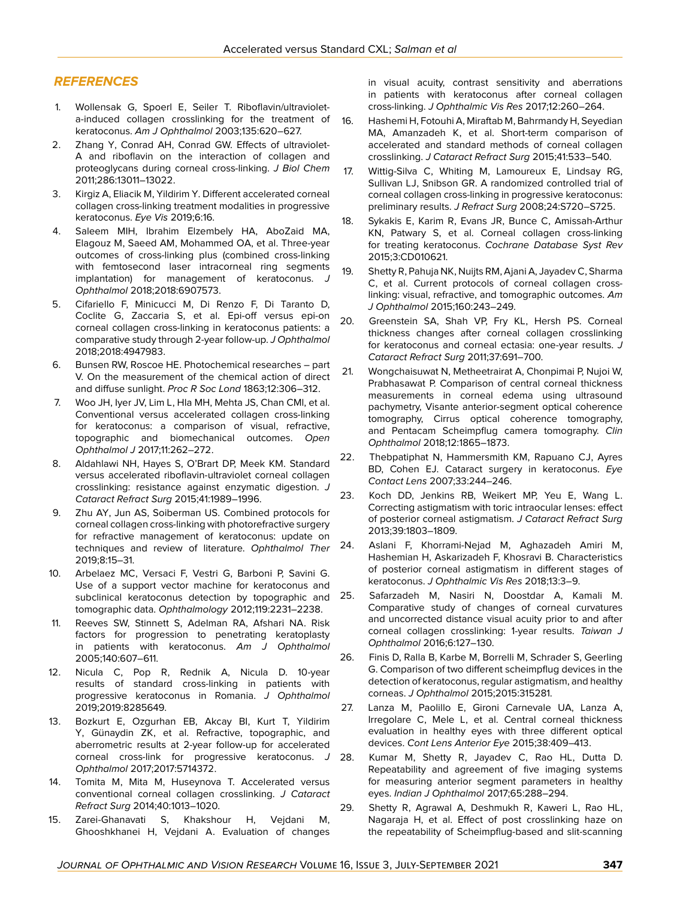## REFERENCES

1. Wollensak G, Spoerl E, Seiler T. Riboflavin/ultraviolet-a-induced collagen crosslinking for the treatment of keratoconus. *Am J Ophthalmol* 2003;135:620–627.
2. Zhang Y, Conrad AH, Conrad GW. Effects of ultraviolet-A and riboflavin on the interaction of collagen and proteoglycans during corneal cross-linking. *J Biol Chem* 2011;286:13011–13022.
3. Kirgiz A, Eliacik M, Yildirim Y. Different accelerated corneal collagen cross-linking treatment modalities in progressive keratoconus. *Eye Vis* 2019;6:16.
4. Saleem MIH, Ibrahim Elzembely HA, AboZaid MA, Elagouz M, Saeed AM, Mohammed OA, et al. Three-year outcomes of cross-linking plus (combined cross-linking with femtosecond laser intracorneal ring segments implantation) for management of keratoconus. *J Ophthalmol* 2018;2018:6907573.
5. Cifariello F, Minicucci M, Di Renzo F, Di Taranto D, Coclite G, Zaccaria S, et al. Epi-off versus epi-on corneal collagen cross-linking in keratoconus patients: a comparative study through 2-year follow-up. *J Ophthalmol* 2018;2018:4947983.
6. Bunsen RW, Roscoe HE. Photochemical researches – part V. On the measurement of the chemical action of direct and diffuse sunlight. *Proc R Soc Lond* 1863;12:306–312.
7. Woo JH, Iyer JV, Lim L, Hla MH, Mehta JS, Chan CMl, et al. Conventional versus accelerated collagen cross-linking for keratoconus: a comparison of visual, refractive, topographic and biomechanical outcomes. *Open Ophthalmol J* 2017;11:262–272.
8. Aldahlawi NH, Hayes S, O'Brart DP, Meek KM. Standard versus accelerated riboflavin-ultraviolet corneal collagen crosslinking: resistance against enzymatic digestion. *J Cataract Refract Surg* 2015;41:1989–1996.
9. Zhu AY, Jun AS, Soiberman US. Combined protocols for corneal collagen cross-linking with photorefractive surgery for refractive management of keratoconus: update on techniques and review of literature. *Ophthalmol Ther* 2019;8:15–31.
10. Arbelaez MC, Versaci F, Vestri G, Barboni P, Savini G. Use of a support vector machine for keratoconus and subclinical keratoconus detection by topographic and tomographic data. *Ophthalmology* 2012;119:2231–2238.
11. Reeves SW, Stinnett S, Adelman RA, Afshari NA. Risk factors for progression to penetrating keratoplasty in patients with keratoconus. *Am J Ophthalmol* 2005;140:607–611.
12. Nicula C, Pop R, Rednik A, Nicula D. 10-year results of standard cross-linking in patients with progressive keratoconus in Romania. *J Ophthalmol* 2019;2019:8285649.
13. Bozkurt E, Ozgurhan EB, Akcay BI, Kurt T, Yildirim Y, Günaydin ZK, et al. Refractive, topographic, and aberrometric results at 2-year follow-up for accelerated corneal cross-link for progressive keratoconus. *J Ophthalmol* 2017;2017:5714372.
14. Tomita M, Mita M, Huseynova T. Accelerated versus conventional corneal collagen crosslinking. *J Cataract Refract Surg* 2014;40:1013–1020.
15. Zarei-Ghanavati S, Khakshour H, Vejdani M, Ghooshkhanei H, Vejdani A. Evaluation of changes in visual acuity, contrast sensitivity and aberrations in patients with keratoconus after corneal collagen cross-linking. *J Ophthalmic Vis Res* 2017;12:260–264.
16. Hashemi H, Fotouhi A, Miraftab M, Bahrmandy H, Seyedian MA, Amanzadeh K, et al. Short-term comparison of accelerated and standard methods of corneal collagen crosslinking. *J Cataract Refract Surg* 2015;41:533–540.
17. Wittig-Silva C, Whiting M, Lamoureux E, Lindsay RG, Sullivan LJ, Snibson GR. A randomized controlled trial of corneal collagen cross-linking in progressive keratoconus: preliminary results. *J Refract Surg* 2008;24:S720–S725.
18. Sykakis E, Karim R, Evans JR, Bunce C, Amissah-Arthur KN, Patwary S, et al. Corneal collagen cross-linking for treating keratoconus. *Cochrane Database Syst Rev* 2015;3:CD010621.
19. Shetty R, Pahuja NK, Nuijts RM, Ajani A, Jayadev C, Sharma C, et al. Current protocols of corneal collagen cross-linking: visual, refractive, and tomographic outcomes. *Am J Ophthalmol* 2015;160:243–249.
20. Greenstein SA, Shah VP, Fry KL, Hersh PS. Corneal thickness changes after corneal collagen crosslinking for keratoconus and corneal ectasia: one-year results. *J Cataract Refract Surg* 2011;37:691–700.
21. Wongchaisuwat N, Metheetrairat A, Chonpimai P, Nujoi W, Prabhasawat P. Comparison of central corneal thickness measurements in corneal edema using ultrasound pachymetry, Visante anterior-segment optical coherence tomography, Cirrus optical coherence tomography, and Pentacam Scheimpflug camera tomography. *Clin Ophthalmol* 2018;12:1865–1873.
22. Thebpatiphat N, Hammersmith KM, Rapuano CJ, Ayres BD, Cohen EJ. Cataract surgery in keratoconus. *Eye Contact Lens* 2007;33:244–246.
23. Koch DD, Jenkins RB, Weikert MP, Yeu E, Wang L. Correcting astigmatism with toric intraocular lenses: effect of posterior corneal astigmatism. *J Cataract Refract Surg* 2013;39:1803–1809.
24. Aslani F, Khorrami-Nejad M, Aghazadeh Amiri M, Hashemian H, Askarizadeh F, Khosravi B. Characteristics of posterior corneal astigmatism in different stages of keratoconus. *J Ophthalmic Vis Res* 2018;13:3–9.
25. Safarzadeh M, Nasiri N, Doostdar A, Kamali M. Comparative study of changes of corneal curvatures and uncorrected distance visual acuity prior to and after corneal collagen crosslinking: 1-year results. *Taiwan J Ophthalmol* 2016;6:127–130.
26. Finis D, Ralla B, Karbe M, Borrelli M, Schrader S, Geerling G. Comparison of two different scheimpflug devices in the detection of keratoconus, regular astigmatism, and healthy corneas. *J Ophthalmol* 2015;2015:315281.
27. Lanza M, Paolillo E, Gironi Carnevale UA, Lanza A, Irregolare C, Mele L, et al. Central corneal thickness evaluation in healthy eyes with three different optical devices. *Cont Lens Anterior Eye* 2015;38:409–413.
28. Kumar M, Shetty R, Jayadev C, Rao HL, Dutta D. Repeatability and agreement of five imaging systems for measuring anterior segment parameters in healthy eyes. *Indian J Ophthalmol* 2017;65:288–294.
29. Shetty R, Agrawal A, Deshmukh R, Kaweri L, Rao HL, Nagaraja H, et al. Effect of post crosslinking haze on the repeatability of Scheimpflug-based and slit-scanning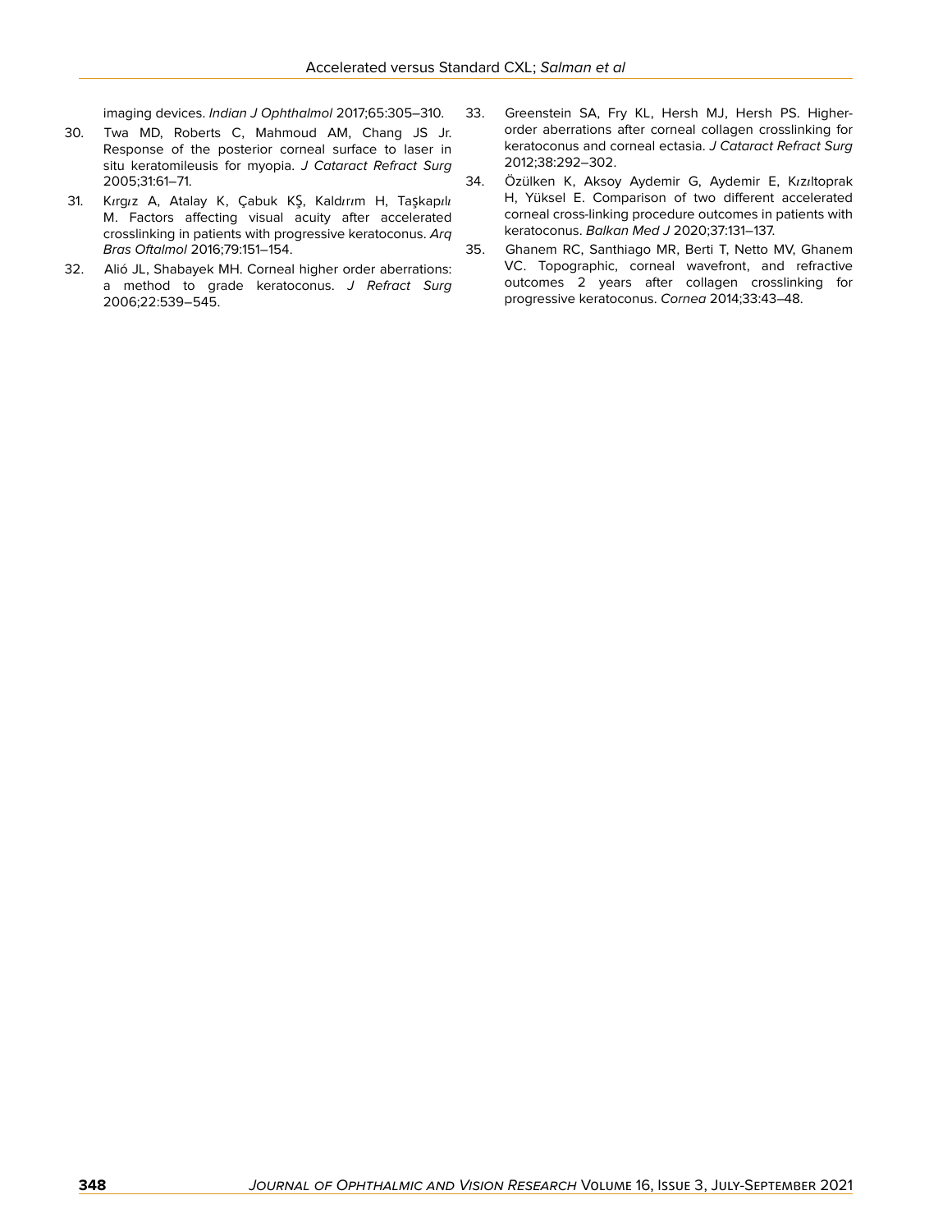imaging devices. *Indian J Ophthalmol* 2017;65:305–310.

30. Twa MD, Roberts C, Mahmoud AM, Chang JS Jr. Response of the posterior corneal surface to laser in situ keratomileusis for myopia. *J Cataract Refract Surg* 2005;31:61–71.
31. Kırgız A, Atalay K, Çabuk KŞ, Kaldırım H, Taşkapılı M. Factors affecting visual acuity after accelerated crosslinking in patients with progressive keratoconus. *Arq Bras Oftalmol* 2016;79:151–154.
32. Alió JL, Shabayek MH. Corneal higher order aberrations: a method to grade keratoconus. *J Refract Surg* 2006;22:539–545.
33. Greenstein SA, Fry KL, Hersh MJ, Hersh PS. Higher-order aberrations after corneal collagen crosslinking for keratoconus and corneal ectasia. *J Cataract Refract Surg* 2012;38:292–302.
34. Özülken K, Aksoy Aydemir G, Aydemir E, Kızıltoprak H, Yüksel E. Comparison of two different accelerated corneal cross-linking procedure outcomes in patients with keratoconus. *Balkan Med J* 2020;37:131–137.
35. Ghanem RC, Santhiago MR, Berti T, Netto MV, Ghanem VC. Topographic, corneal wavefront, and refractive outcomes 2 years after collagen crosslinking for progressive keratoconus. *Cornea* 2014;33:43–48.